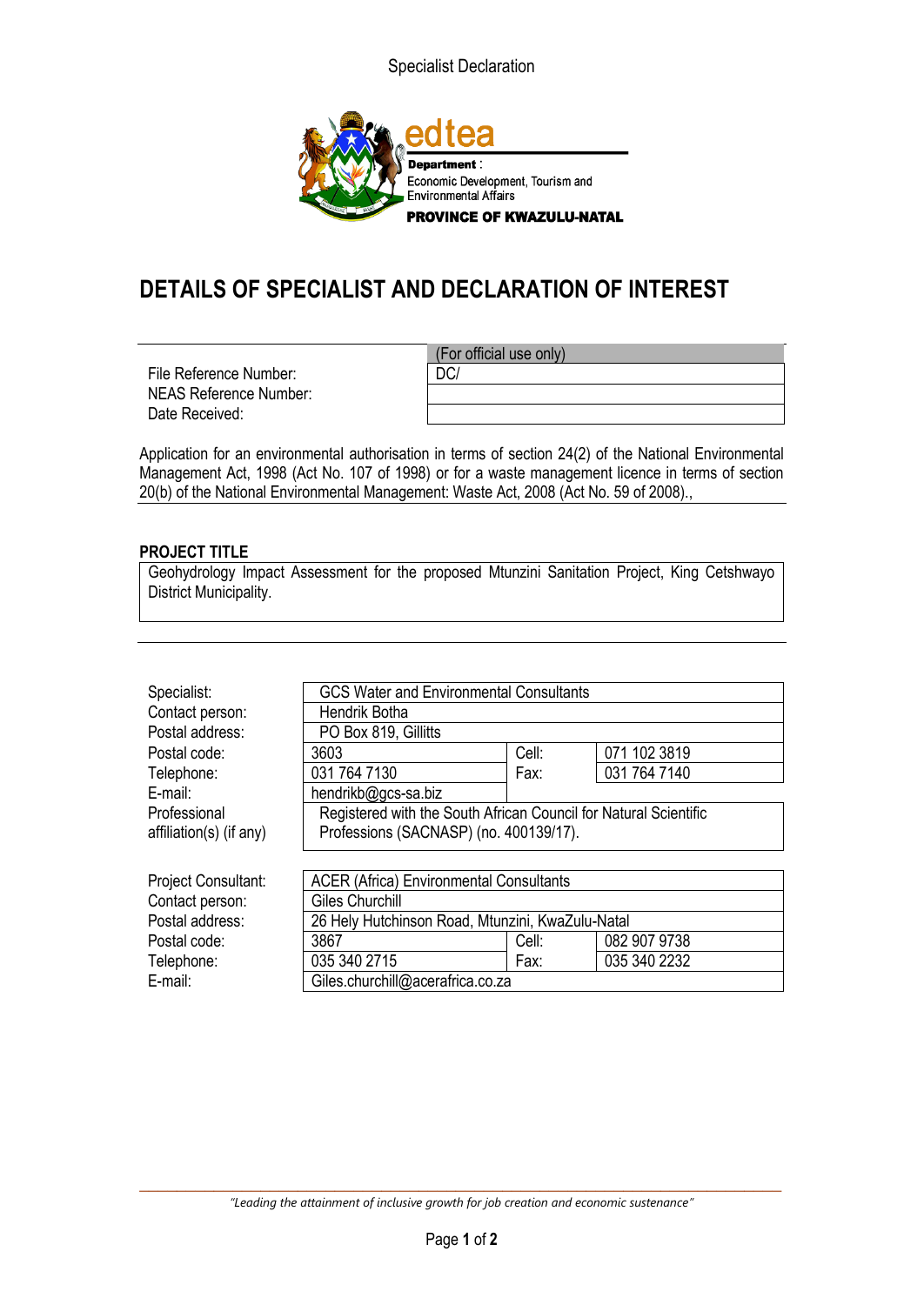Specialist Declaration

edtea

**Department** :
Economic Development, Tourism and Environmental Affairs
**PROVINCE OF KWAZULU-NATAL**

# DETAILS OF SPECIALIST AND DECLARATION OF INTEREST

| | (For official use only) |
|---|---|
| File Reference Number: | DC/ |
| NEAS Reference Number: | |
| Date Received: | |

Application for an environmental authorisation in terms of section 24(2) of the National Environmental Management Act, 1998 (Act No. 107 of 1998) or for a waste management licence in terms of section 20(b) of the National Environmental Management: Waste Act, 2008 (Act No. 59 of 2008).,

**PROJECT TITLE**

Geohydrology Impact Assessment for the proposed Mtunzini Sanitation Project, King Cetshwayo District Municipality.

| | | | |
|---|---|---|---|
| Specialist: | GCS Water and Environmental Consultants | | |
| Contact person: | Hendrik Botha | | |
| Postal address: | PO Box 819, Gillitts | | |
| Postal code: | 3603 | Cell: | 071 102 3819 |
| Telephone: | 031 764 7130 | Fax: | 031 764 7140 |
| E-mail: | hendrikb@gcs-sa.biz | | |
| Professional affiliation(s) (if any) | Registered with the South African Council for Natural Scientific Professions (SACNASP) (no. 400139/17). | | |

| | | | |
|---|---|---|---|
| Project Consultant: | ACER (Africa) Environmental Consultants | | |
| Contact person: | Giles Churchill | | |
| Postal address: | 26 Hely Hutchinson Road, Mtunzini, KwaZulu-Natal | | |
| Postal code: | 3867 | Cell: | 082 907 9738 |
| Telephone: | 035 340 2715 | Fax: | 035 340 2232 |
| E-mail: | Giles.churchill@acerafrica.co.za | | |

*"Leading the attainment of inclusive growth for job creation and economic sustenance"*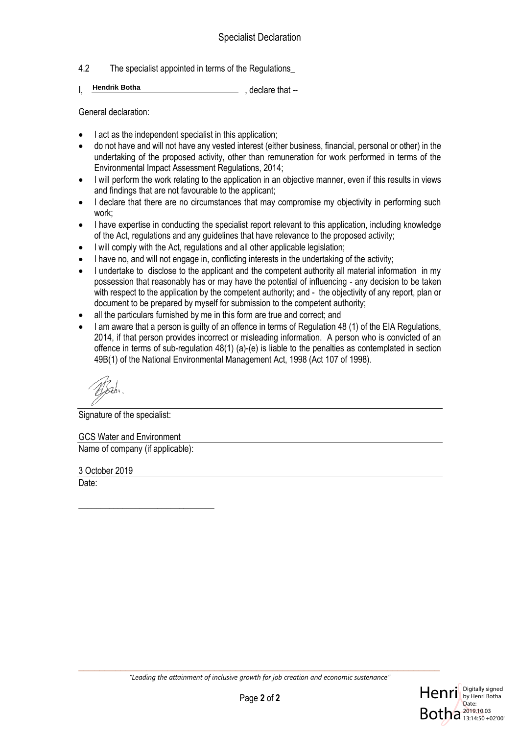# Specialist Declaration

4.2 The specialist appointed in terms of the Regulations_

I, **Hendrik Botha** , declare that --

General declaration:

- I act as the independent specialist in this application;
- do not have and will not have any vested interest (either business, financial, personal or other) in the undertaking of the proposed activity, other than remuneration for work performed in terms of the Environmental Impact Assessment Regulations, 2014;
- I will perform the work relating to the application in an objective manner, even if this results in views and findings that are not favourable to the applicant;
- I declare that there are no circumstances that may compromise my objectivity in performing such work;
- I have expertise in conducting the specialist report relevant to this application, including knowledge of the Act, regulations and any guidelines that have relevance to the proposed activity;
- I will comply with the Act, regulations and all other applicable legislation;
- I have no, and will not engage in, conflicting interests in the undertaking of the activity;
- I undertake to disclose to the applicant and the competent authority all material information in my possession that reasonably has or may have the potential of influencing - any decision to be taken with respect to the application by the competent authority; and - the objectivity of any report, plan or document to be prepared by myself for submission to the competent authority;
- all the particulars furnished by me in this form are true and correct; and
- I am aware that a person is guilty of an offence in terms of Regulation 48 (1) of the EIA Regulations, 2014, if that person provides incorrect or misleading information. A person who is convicted of an offence in terms of sub-regulation 48(1) (a)-(e) is liable to the penalties as contemplated in section 49B(1) of the National Environmental Management Act, 1998 (Act 107 of 1998).

Signature of the specialist:

GCS Water and Environment

Name of company (if applicable):

3 October 2019

Date:

*"Leading the attainment of inclusive growth for job creation and economic sustenance"*

Henri Botha Digitally signed by Henri Botha Date: 2019.10.03 13:14:50 +02'00'